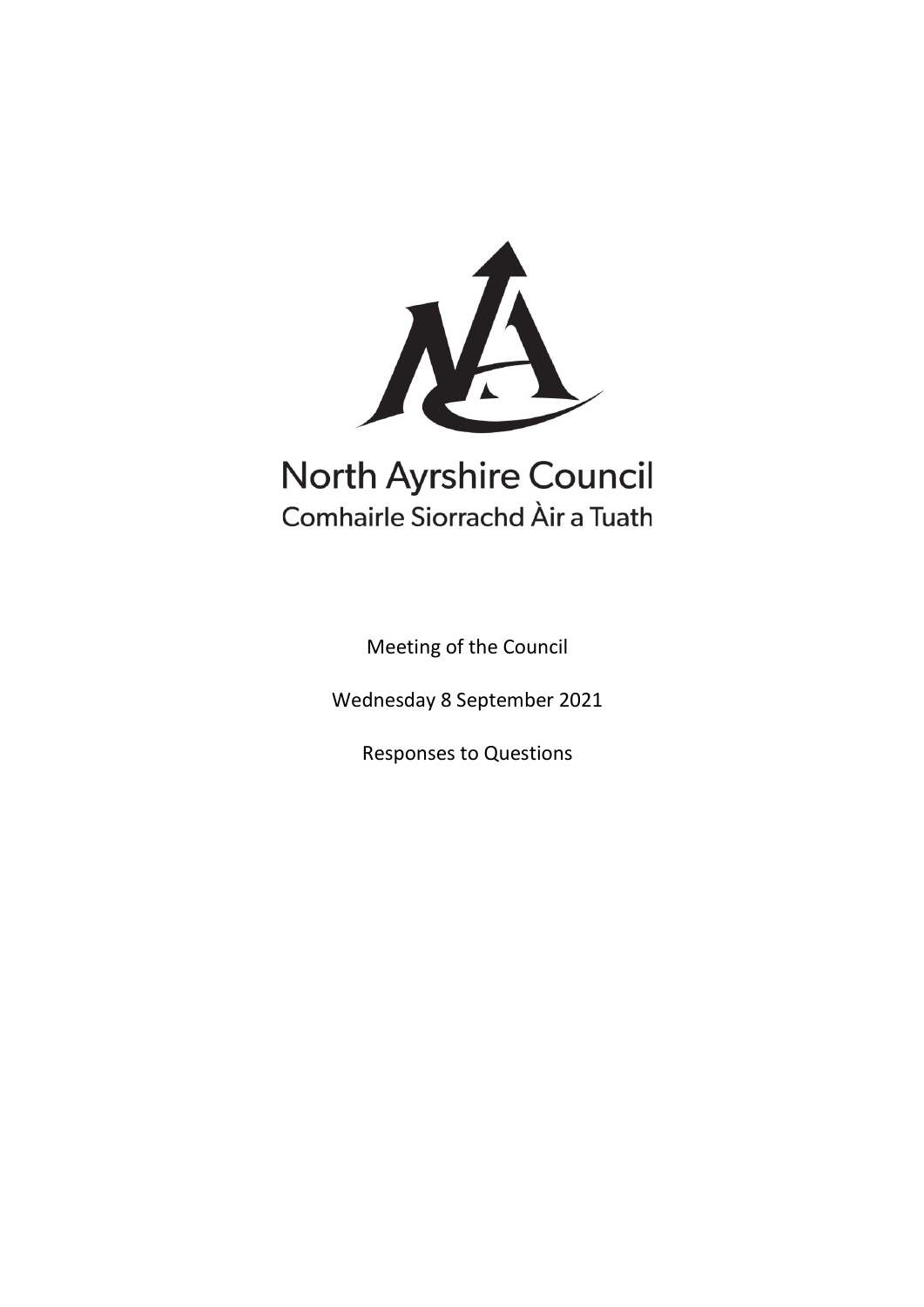North Ayrshire Council

Comhairle Siorrachd Àir a Tuath

Meeting of the Council

Wednesday 8 September 2021

Responses to Questions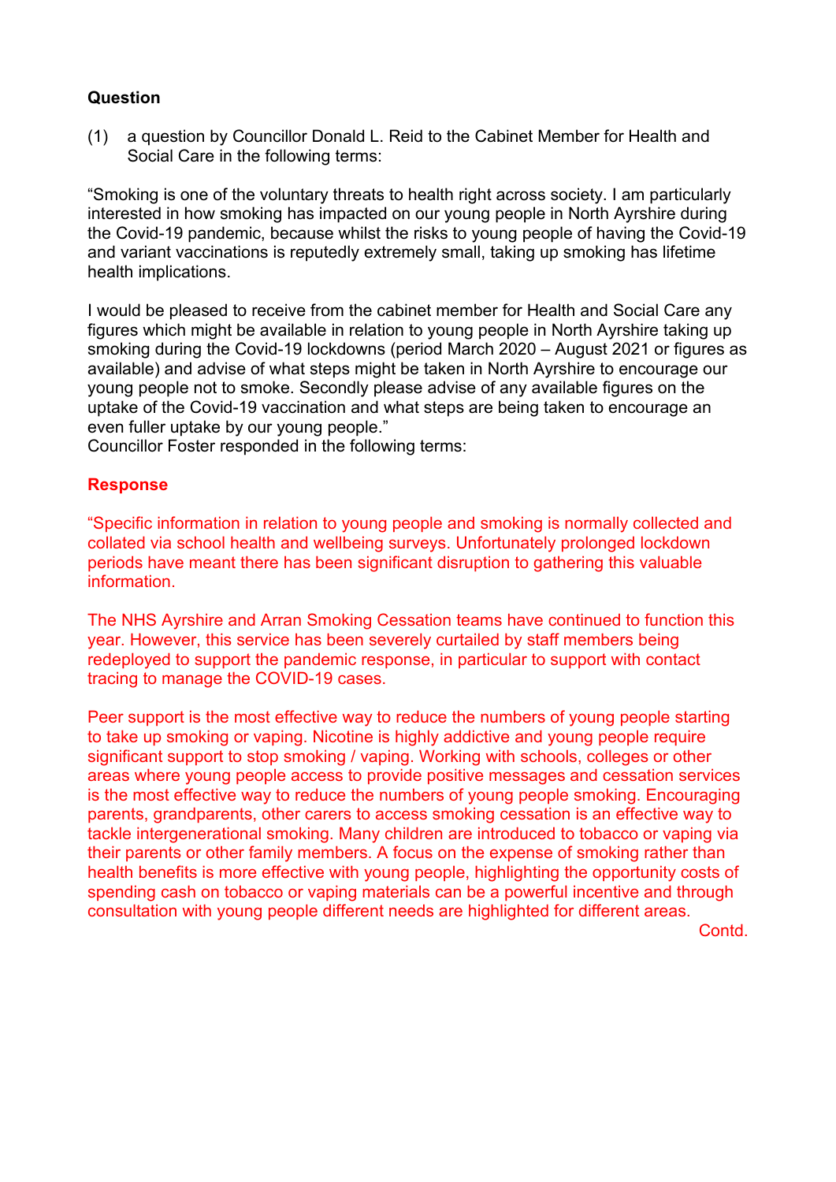**Question**

(1) a question by Councillor Donald L. Reid to the Cabinet Member for Health and Social Care in the following terms:

"Smoking is one of the voluntary threats to health right across society. I am particularly interested in how smoking has impacted on our young people in North Ayrshire during the Covid-19 pandemic, because whilst the risks to young people of having the Covid-19 and variant vaccinations is reputedly extremely small, taking up smoking has lifetime health implications.

I would be pleased to receive from the cabinet member for Health and Social Care any figures which might be available in relation to young people in North Ayrshire taking up smoking during the Covid-19 lockdowns (period March 2020 – August 2021 or figures as available) and advise of what steps might be taken in North Ayrshire to encourage our young people not to smoke. Secondly please advise of any available figures on the uptake of the Covid-19 vaccination and what steps are being taken to encourage an even fuller uptake by our young people."

Councillor Foster responded in the following terms:

**Response**

"Specific information in relation to young people and smoking is normally collected and collated via school health and wellbeing surveys. Unfortunately prolonged lockdown periods have meant there has been significant disruption to gathering this valuable information.

The NHS Ayrshire and Arran Smoking Cessation teams have continued to function this year. However, this service has been severely curtailed by staff members being redeployed to support the pandemic response, in particular to support with contact tracing to manage the COVID-19 cases.

Peer support is the most effective way to reduce the numbers of young people starting to take up smoking or vaping. Nicotine is highly addictive and young people require significant support to stop smoking / vaping. Working with schools, colleges or other areas where young people access to provide positive messages and cessation services is the most effective way to reduce the numbers of young people smoking. Encouraging parents, grandparents, other carers to access smoking cessation is an effective way to tackle intergenerational smoking. Many children are introduced to tobacco or vaping via their parents or other family members. A focus on the expense of smoking rather than health benefits is more effective with young people, highlighting the opportunity costs of spending cash on tobacco or vaping materials can be a powerful incentive and through consultation with young people different needs are highlighted for different areas.

Contd.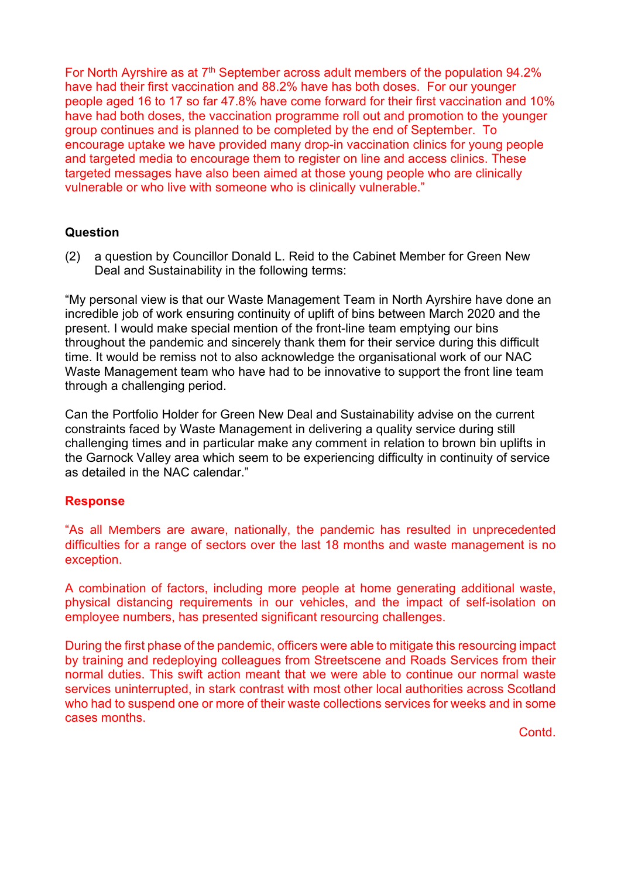For North Ayrshire as at 7th September across adult members of the population 94.2% have had their first vaccination and 88.2% have has both doses. For our younger people aged 16 to 17 so far 47.8% have come forward for their first vaccination and 10% have had both doses, the vaccination programme roll out and promotion to the younger group continues and is planned to be completed by the end of September. To encourage uptake we have provided many drop-in vaccination clinics for young people and targeted media to encourage them to register on line and access clinics. These targeted messages have also been aimed at those young people who are clinically vulnerable or who live with someone who is clinically vulnerable."

**Question**

(2) a question by Councillor Donald L. Reid to the Cabinet Member for Green New Deal and Sustainability in the following terms:

"My personal view is that our Waste Management Team in North Ayrshire have done an incredible job of work ensuring continuity of uplift of bins between March 2020 and the present. I would make special mention of the front-line team emptying our bins throughout the pandemic and sincerely thank them for their service during this difficult time. It would be remiss not to also acknowledge the organisational work of our NAC Waste Management team who have had to be innovative to support the front line team through a challenging period.

Can the Portfolio Holder for Green New Deal and Sustainability advise on the current constraints faced by Waste Management in delivering a quality service during still challenging times and in particular make any comment in relation to brown bin uplifts in the Garnock Valley area which seem to be experiencing difficulty in continuity of service as detailed in the NAC calendar."

**Response**

"As all Members are aware, nationally, the pandemic has resulted in unprecedented difficulties for a range of sectors over the last 18 months and waste management is no exception.

A combination of factors, including more people at home generating additional waste, physical distancing requirements in our vehicles, and the impact of self-isolation on employee numbers, has presented significant resourcing challenges.

During the first phase of the pandemic, officers were able to mitigate this resourcing impact by training and redeploying colleagues from Streetscene and Roads Services from their normal duties. This swift action meant that we were able to continue our normal waste services uninterrupted, in stark contrast with most other local authorities across Scotland who had to suspend one or more of their waste collections services for weeks and in some cases months.

Contd.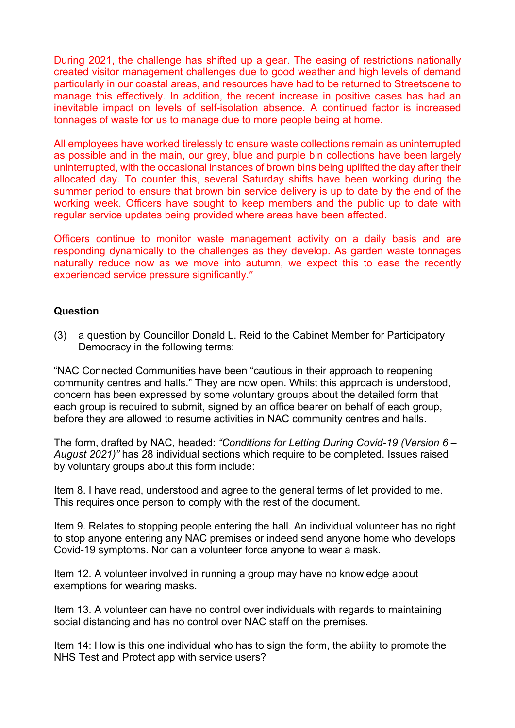During 2021, the challenge has shifted up a gear. The easing of restrictions nationally created visitor management challenges due to good weather and high levels of demand particularly in our coastal areas, and resources have had to be returned to Streetscene to manage this effectively. In addition, the recent increase in positive cases has had an inevitable impact on levels of self-isolation absence. A continued factor is increased tonnages of waste for us to manage due to more people being at home.

All employees have worked tirelessly to ensure waste collections remain as uninterrupted as possible and in the main, our grey, blue and purple bin collections have been largely uninterrupted, with the occasional instances of brown bins being uplifted the day after their allocated day. To counter this, several Saturday shifts have been working during the summer period to ensure that brown bin service delivery is up to date by the end of the working week. Officers have sought to keep members and the public up to date with regular service updates being provided where areas have been affected.

Officers continue to monitor waste management activity on a daily basis and are responding dynamically to the challenges as they develop. As garden waste tonnages naturally reduce now as we move into autumn, we expect this to ease the recently experienced service pressure significantly."

**Question**

(3) a question by Councillor Donald L. Reid to the Cabinet Member for Participatory Democracy in the following terms:

"NAC Connected Communities have been "cautious in their approach to reopening community centres and halls." They are now open. Whilst this approach is understood, concern has been expressed by some voluntary groups about the detailed form that each group is required to submit, signed by an office bearer on behalf of each group, before they are allowed to resume activities in NAC community centres and halls.

The form, drafted by NAC, headed: *"Conditions for Letting During Covid-19 (Version 6 – August 2021)"* has 28 individual sections which require to be completed. Issues raised by voluntary groups about this form include:

Item 8. I have read, understood and agree to the general terms of let provided to me. This requires once person to comply with the rest of the document.

Item 9. Relates to stopping people entering the hall. An individual volunteer has no right to stop anyone entering any NAC premises or indeed send anyone home who develops Covid-19 symptoms. Nor can a volunteer force anyone to wear a mask.

Item 12. A volunteer involved in running a group may have no knowledge about exemptions for wearing masks.

Item 13. A volunteer can have no control over individuals with regards to maintaining social distancing and has no control over NAC staff on the premises.

Item 14: How is this one individual who has to sign the form, the ability to promote the NHS Test and Protect app with service users?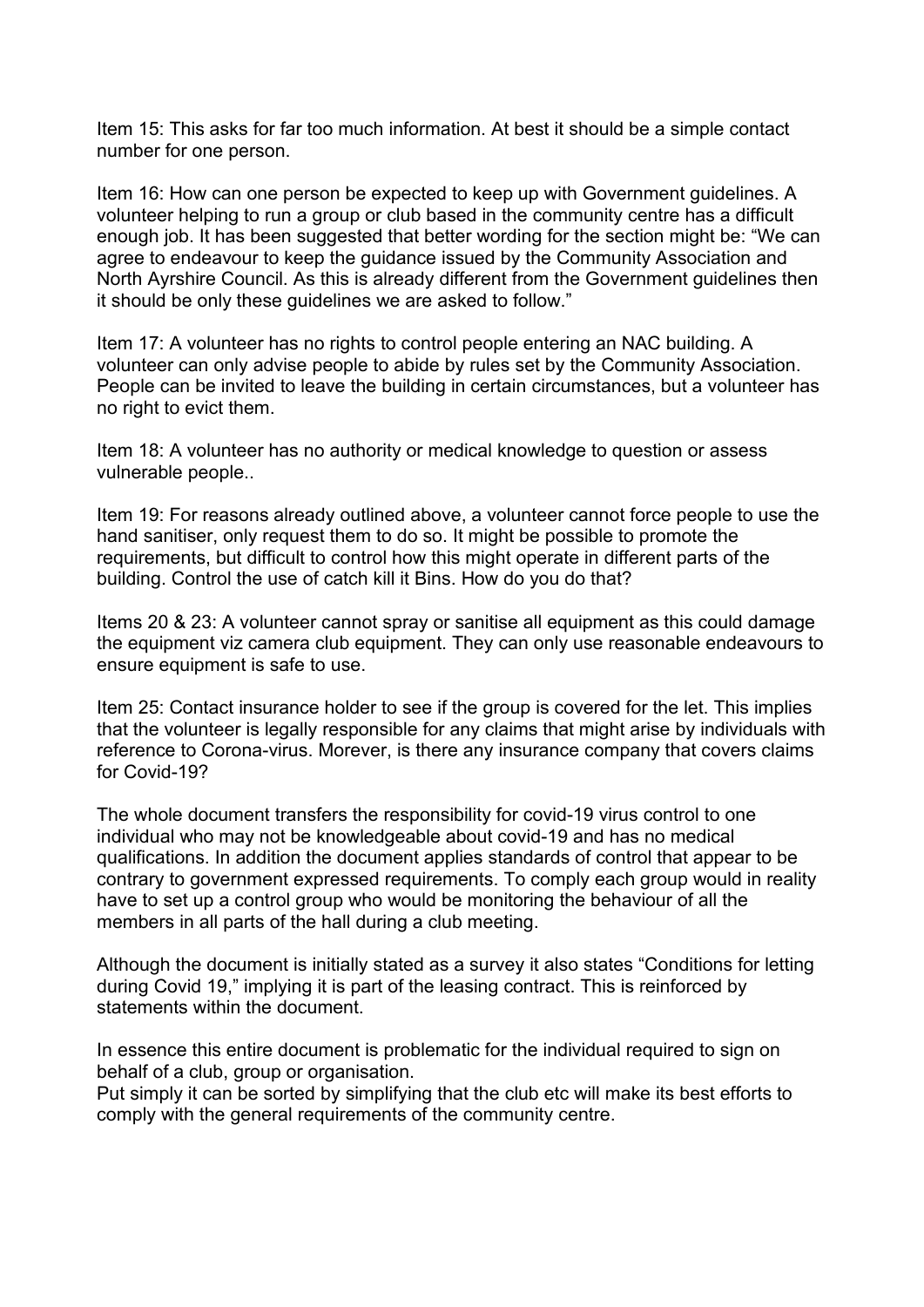Item 15: This asks for far too much information. At best it should be a simple contact number for one person.

Item 16: How can one person be expected to keep up with Government guidelines. A volunteer helping to run a group or club based in the community centre has a difficult enough job. It has been suggested that better wording for the section might be: "We can agree to endeavour to keep the guidance issued by the Community Association and North Ayrshire Council. As this is already different from the Government guidelines then it should be only these guidelines we are asked to follow."

Item 17: A volunteer has no rights to control people entering an NAC building. A volunteer can only advise people to abide by rules set by the Community Association. People can be invited to leave the building in certain circumstances, but a volunteer has no right to evict them.

Item 18: A volunteer has no authority or medical knowledge to question or assess vulnerable people..

Item 19: For reasons already outlined above, a volunteer cannot force people to use the hand sanitiser, only request them to do so. It might be possible to promote the requirements, but difficult to control how this might operate in different parts of the building. Control the use of catch kill it Bins. How do you do that?

Items 20 & 23: A volunteer cannot spray or sanitise all equipment as this could damage the equipment viz camera club equipment. They can only use reasonable endeavours to ensure equipment is safe to use.

Item 25: Contact insurance holder to see if the group is covered for the let. This implies that the volunteer is legally responsible for any claims that might arise by individuals with reference to Corona-virus. Morever, is there any insurance company that covers claims for Covid-19?

The whole document transfers the responsibility for covid-19 virus control to one individual who may not be knowledgeable about covid-19 and has no medical qualifications. In addition the document applies standards of control that appear to be contrary to government expressed requirements. To comply each group would in reality have to set up a control group who would be monitoring the behaviour of all the members in all parts of the hall during a club meeting.

Although the document is initially stated as a survey it also states "Conditions for letting during Covid 19," implying it is part of the leasing contract. This is reinforced by statements within the document.

In essence this entire document is problematic for the individual required to sign on behalf of a club, group or organisation.
Put simply it can be sorted by simplifying that the club etc will make its best efforts to comply with the general requirements of the community centre.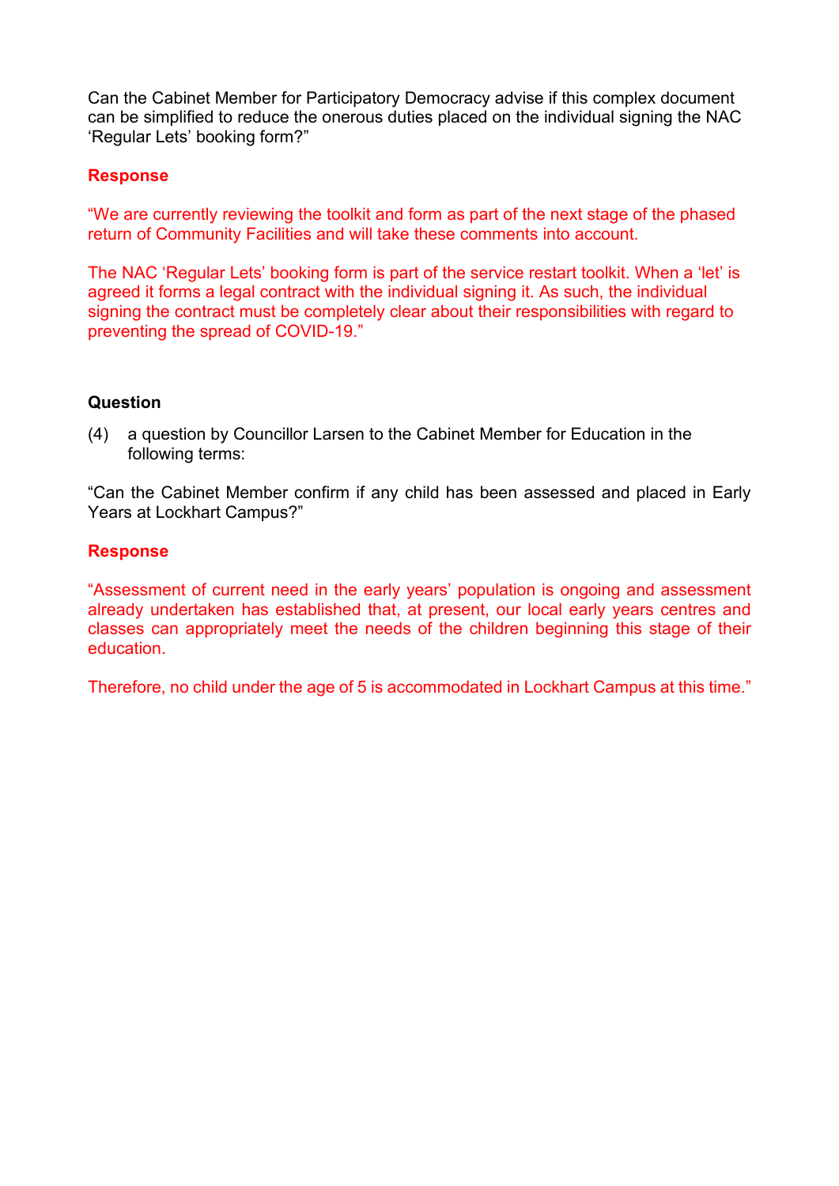Can the Cabinet Member for Participatory Democracy advise if this complex document can be simplified to reduce the onerous duties placed on the individual signing the NAC 'Regular Lets' booking form?"

**Response**

"We are currently reviewing the toolkit and form as part of the next stage of the phased return of Community Facilities and will take these comments into account.

The NAC 'Regular Lets' booking form is part of the service restart toolkit. When a 'let' is agreed it forms a legal contract with the individual signing it. As such, the individual signing the contract must be completely clear about their responsibilities with regard to preventing the spread of COVID-19."

**Question**

(4) a question by Councillor Larsen to the Cabinet Member for Education in the following terms:

"Can the Cabinet Member confirm if any child has been assessed and placed in Early Years at Lockhart Campus?"

**Response**

"Assessment of current need in the early years' population is ongoing and assessment already undertaken has established that, at present, our local early years centres and classes can appropriately meet the needs of the children beginning this stage of their education.

Therefore, no child under the age of 5 is accommodated in Lockhart Campus at this time."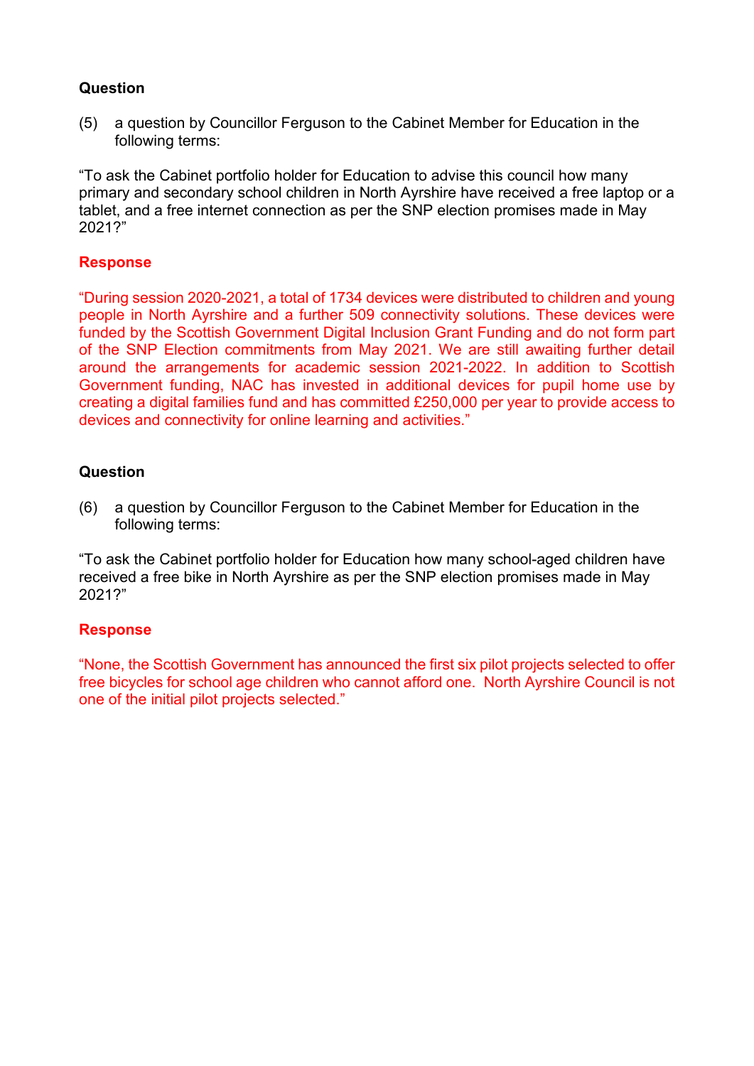**Question**

(5) a question by Councillor Ferguson to the Cabinet Member for Education in the following terms:

"To ask the Cabinet portfolio holder for Education to advise this council how many primary and secondary school children in North Ayrshire have received a free laptop or a tablet, and a free internet connection as per the SNP election promises made in May 2021?"

**Response**

"During session 2020-2021, a total of 1734 devices were distributed to children and young people in North Ayrshire and a further 509 connectivity solutions. These devices were funded by the Scottish Government Digital Inclusion Grant Funding and do not form part of the SNP Election commitments from May 2021. We are still awaiting further detail around the arrangements for academic session 2021-2022. In addition to Scottish Government funding, NAC has invested in additional devices for pupil home use by creating a digital families fund and has committed £250,000 per year to provide access to devices and connectivity for online learning and activities."

**Question**

(6) a question by Councillor Ferguson to the Cabinet Member for Education in the following terms:

"To ask the Cabinet portfolio holder for Education how many school-aged children have received a free bike in North Ayrshire as per the SNP election promises made in May 2021?"

**Response**

"None, the Scottish Government has announced the first six pilot projects selected to offer free bicycles for school age children who cannot afford one. North Ayrshire Council is not one of the initial pilot projects selected."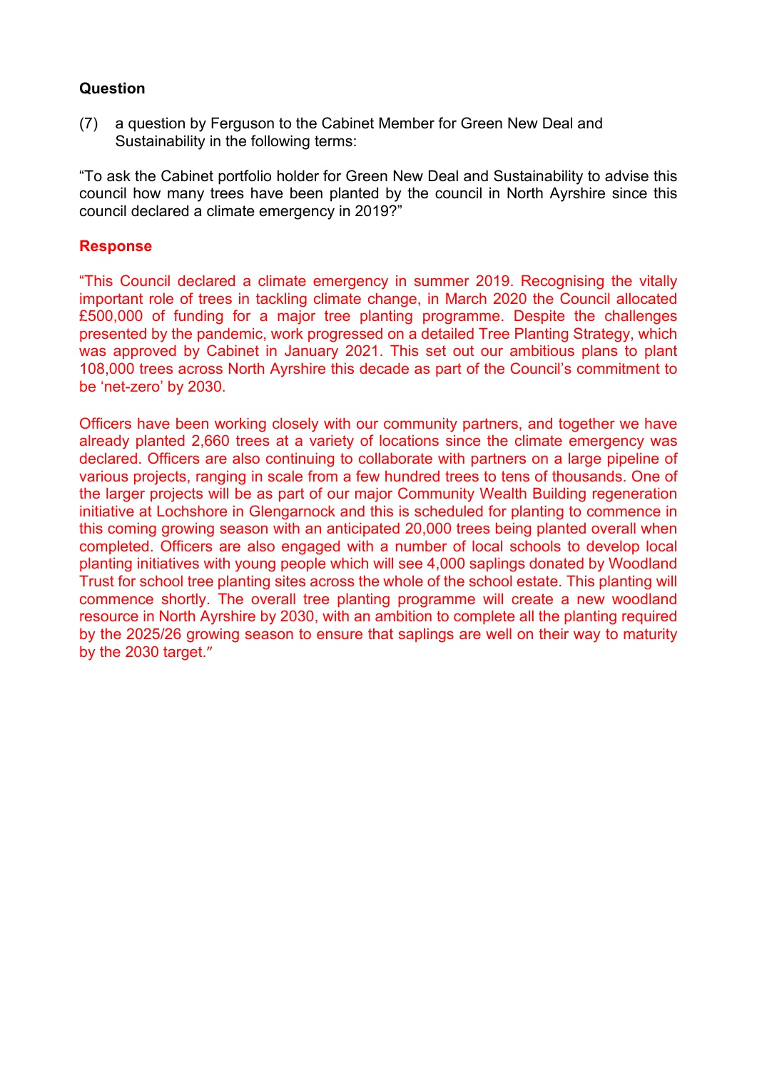**Question**

(7) a question by Ferguson to the Cabinet Member for Green New Deal and Sustainability in the following terms:

"To ask the Cabinet portfolio holder for Green New Deal and Sustainability to advise this council how many trees have been planted by the council in North Ayrshire since this council declared a climate emergency in 2019?"

**Response**

"This Council declared a climate emergency in summer 2019. Recognising the vitally important role of trees in tackling climate change, in March 2020 the Council allocated £500,000 of funding for a major tree planting programme. Despite the challenges presented by the pandemic, work progressed on a detailed Tree Planting Strategy, which was approved by Cabinet in January 2021. This set out our ambitious plans to plant 108,000 trees across North Ayrshire this decade as part of the Council's commitment to be 'net-zero' by 2030.

Officers have been working closely with our community partners, and together we have already planted 2,660 trees at a variety of locations since the climate emergency was declared. Officers are also continuing to collaborate with partners on a large pipeline of various projects, ranging in scale from a few hundred trees to tens of thousands. One of the larger projects will be as part of our major Community Wealth Building regeneration initiative at Lochshore in Glengarnock and this is scheduled for planting to commence in this coming growing season with an anticipated 20,000 trees being planted overall when completed. Officers are also engaged with a number of local schools to develop local planting initiatives with young people which will see 4,000 saplings donated by Woodland Trust for school tree planting sites across the whole of the school estate. This planting will commence shortly. The overall tree planting programme will create a new woodland resource in North Ayrshire by 2030, with an ambition to complete all the planting required by the 2025/26 growing season to ensure that saplings are well on their way to maturity by the 2030 target."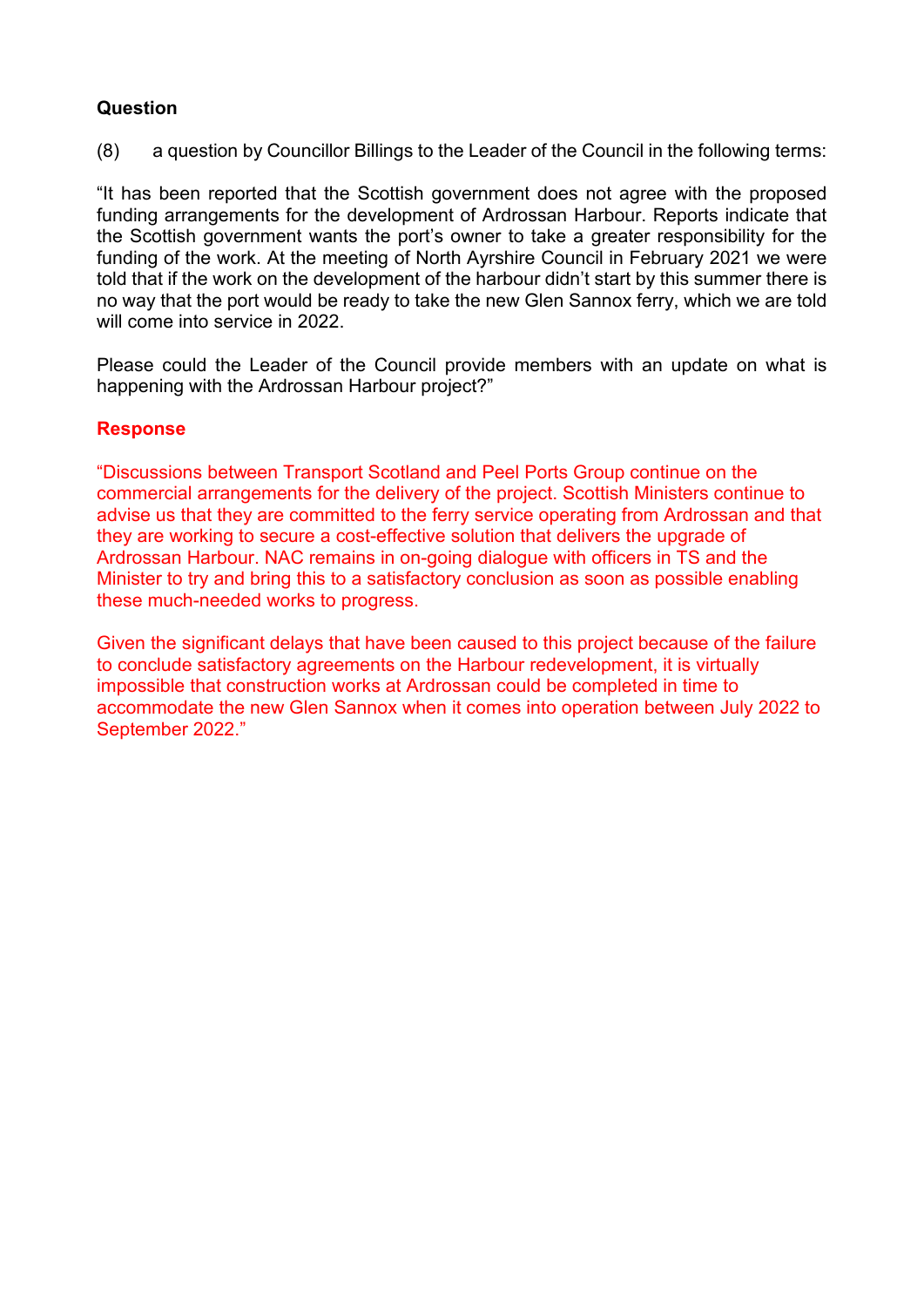**Question**

(8) a question by Councillor Billings to the Leader of the Council in the following terms:

"It has been reported that the Scottish government does not agree with the proposed funding arrangements for the development of Ardrossan Harbour. Reports indicate that the Scottish government wants the port's owner to take a greater responsibility for the funding of the work. At the meeting of North Ayrshire Council in February 2021 we were told that if the work on the development of the harbour didn't start by this summer there is no way that the port would be ready to take the new Glen Sannox ferry, which we are told will come into service in 2022.

Please could the Leader of the Council provide members with an update on what is happening with the Ardrossan Harbour project?"

**Response**

"Discussions between Transport Scotland and Peel Ports Group continue on the commercial arrangements for the delivery of the project. Scottish Ministers continue to advise us that they are committed to the ferry service operating from Ardrossan and that they are working to secure a cost-effective solution that delivers the upgrade of Ardrossan Harbour. NAC remains in on-going dialogue with officers in TS and the Minister to try and bring this to a satisfactory conclusion as soon as possible enabling these much-needed works to progress.

Given the significant delays that have been caused to this project because of the failure to conclude satisfactory agreements on the Harbour redevelopment, it is virtually impossible that construction works at Ardrossan could be completed in time to accommodate the new Glen Sannox when it comes into operation between July 2022 to September 2022."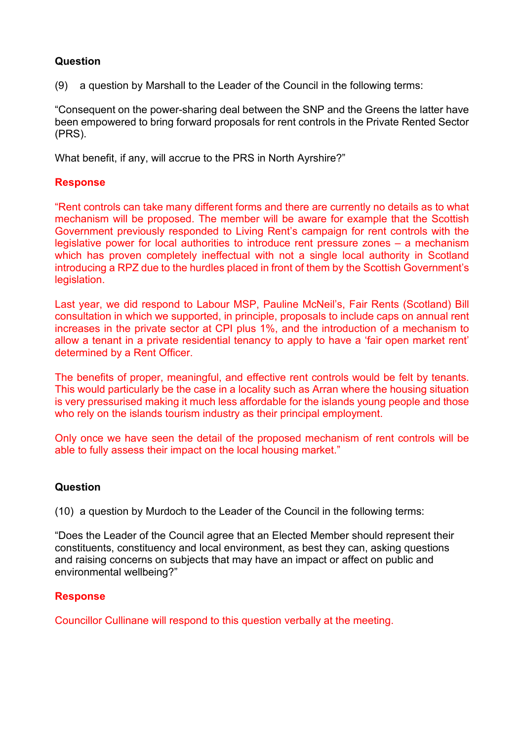**Question**

(9) a question by Marshall to the Leader of the Council in the following terms:

"Consequent on the power-sharing deal between the SNP and the Greens the latter have been empowered to bring forward proposals for rent controls in the Private Rented Sector (PRS).

What benefit, if any, will accrue to the PRS in North Ayrshire?"

**Response**

"Rent controls can take many different forms and there are currently no details as to what mechanism will be proposed. The member will be aware for example that the Scottish Government previously responded to Living Rent's campaign for rent controls with the legislative power for local authorities to introduce rent pressure zones – a mechanism which has proven completely ineffectual with not a single local authority in Scotland introducing a RPZ due to the hurdles placed in front of them by the Scottish Government's legislation.

Last year, we did respond to Labour MSP, Pauline McNeil's, Fair Rents (Scotland) Bill consultation in which we supported, in principle, proposals to include caps on annual rent increases in the private sector at CPI plus 1%, and the introduction of a mechanism to allow a tenant in a private residential tenancy to apply to have a 'fair open market rent' determined by a Rent Officer.

The benefits of proper, meaningful, and effective rent controls would be felt by tenants. This would particularly be the case in a locality such as Arran where the housing situation is very pressurised making it much less affordable for the islands young people and those who rely on the islands tourism industry as their principal employment.

Only once we have seen the detail of the proposed mechanism of rent controls will be able to fully assess their impact on the local housing market."

**Question**

(10) a question by Murdoch to the Leader of the Council in the following terms:

"Does the Leader of the Council agree that an Elected Member should represent their constituents, constituency and local environment, as best they can, asking questions and raising concerns on subjects that may have an impact or affect on public and environmental wellbeing?"

**Response**

Councillor Cullinane will respond to this question verbally at the meeting.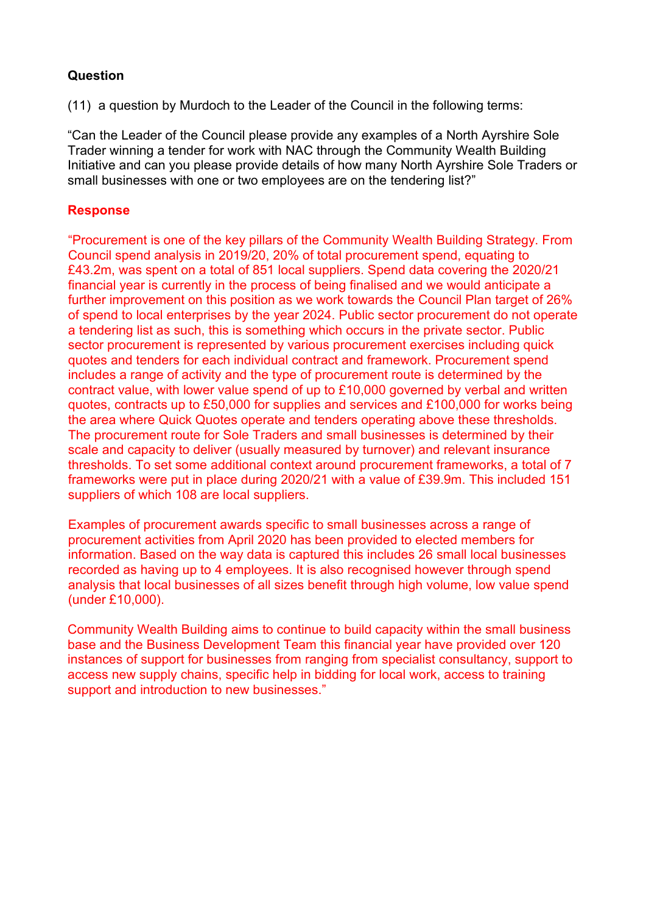**Question**

(11) a question by Murdoch to the Leader of the Council in the following terms:

"Can the Leader of the Council please provide any examples of a North Ayrshire Sole Trader winning a tender for work with NAC through the Community Wealth Building Initiative and can you please provide details of how many North Ayrshire Sole Traders or small businesses with one or two employees are on the tendering list?"

**Response**

"Procurement is one of the key pillars of the Community Wealth Building Strategy. From Council spend analysis in 2019/20, 20% of total procurement spend, equating to £43.2m, was spent on a total of 851 local suppliers. Spend data covering the 2020/21 financial year is currently in the process of being finalised and we would anticipate a further improvement on this position as we work towards the Council Plan target of 26% of spend to local enterprises by the year 2024. Public sector procurement do not operate a tendering list as such, this is something which occurs in the private sector. Public sector procurement is represented by various procurement exercises including quick quotes and tenders for each individual contract and framework. Procurement spend includes a range of activity and the type of procurement route is determined by the contract value, with lower value spend of up to £10,000 governed by verbal and written quotes, contracts up to £50,000 for supplies and services and £100,000 for works being the area where Quick Quotes operate and tenders operating above these thresholds. The procurement route for Sole Traders and small businesses is determined by their scale and capacity to deliver (usually measured by turnover) and relevant insurance thresholds. To set some additional context around procurement frameworks, a total of 7 frameworks were put in place during 2020/21 with a value of £39.9m. This included 151 suppliers of which 108 are local suppliers.

Examples of procurement awards specific to small businesses across a range of procurement activities from April 2020 has been provided to elected members for information. Based on the way data is captured this includes 26 small local businesses recorded as having up to 4 employees. It is also recognised however through spend analysis that local businesses of all sizes benefit through high volume, low value spend (under £10,000).

Community Wealth Building aims to continue to build capacity within the small business base and the Business Development Team this financial year have provided over 120 instances of support for businesses from ranging from specialist consultancy, support to access new supply chains, specific help in bidding for local work, access to training support and introduction to new businesses."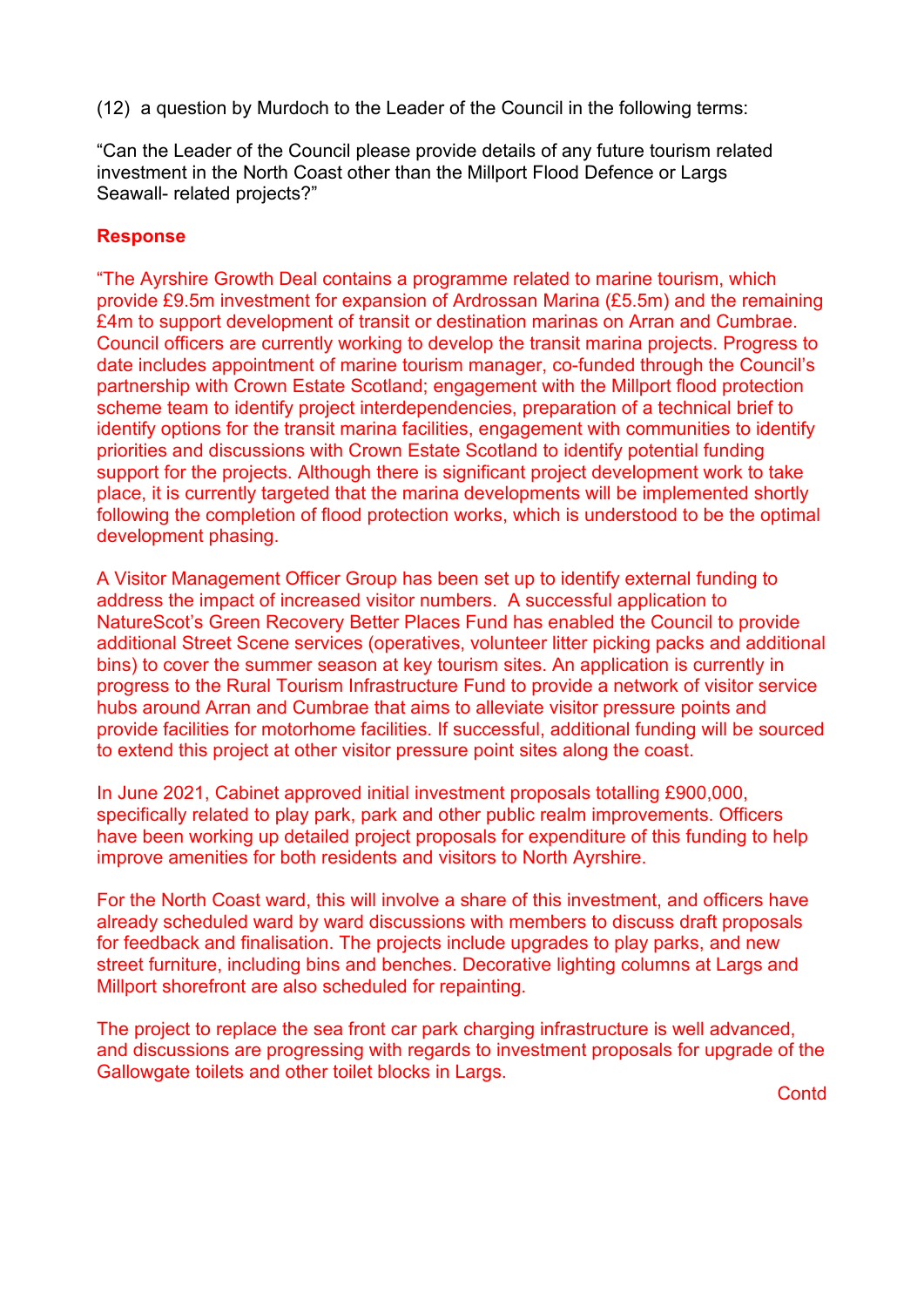(12) a question by Murdoch to the Leader of the Council in the following terms:

"Can the Leader of the Council please provide details of any future tourism related investment in the North Coast other than the Millport Flood Defence or Largs Seawall- related projects?"

**Response**

"The Ayrshire Growth Deal contains a programme related to marine tourism, which provide £9.5m investment for expansion of Ardrossan Marina (£5.5m) and the remaining £4m to support development of transit or destination marinas on Arran and Cumbrae. Council officers are currently working to develop the transit marina projects. Progress to date includes appointment of marine tourism manager, co-funded through the Council's partnership with Crown Estate Scotland; engagement with the Millport flood protection scheme team to identify project interdependencies, preparation of a technical brief to identify options for the transit marina facilities, engagement with communities to identify priorities and discussions with Crown Estate Scotland to identify potential funding support for the projects. Although there is significant project development work to take place, it is currently targeted that the marina developments will be implemented shortly following the completion of flood protection works, which is understood to be the optimal development phasing.

A Visitor Management Officer Group has been set up to identify external funding to address the impact of increased visitor numbers. A successful application to NatureScot's Green Recovery Better Places Fund has enabled the Council to provide additional Street Scene services (operatives, volunteer litter picking packs and additional bins) to cover the summer season at key tourism sites. An application is currently in progress to the Rural Tourism Infrastructure Fund to provide a network of visitor service hubs around Arran and Cumbrae that aims to alleviate visitor pressure points and provide facilities for motorhome facilities. If successful, additional funding will be sourced to extend this project at other visitor pressure point sites along the coast.

In June 2021, Cabinet approved initial investment proposals totalling £900,000, specifically related to play park, park and other public realm improvements. Officers have been working up detailed project proposals for expenditure of this funding to help improve amenities for both residents and visitors to North Ayrshire.

For the North Coast ward, this will involve a share of this investment, and officers have already scheduled ward by ward discussions with members to discuss draft proposals for feedback and finalisation. The projects include upgrades to play parks, and new street furniture, including bins and benches. Decorative lighting columns at Largs and Millport shorefront are also scheduled for repainting.

The project to replace the sea front car park charging infrastructure is well advanced, and discussions are progressing with regards to investment proposals for upgrade of the Gallowgate toilets and other toilet blocks in Largs.

Contd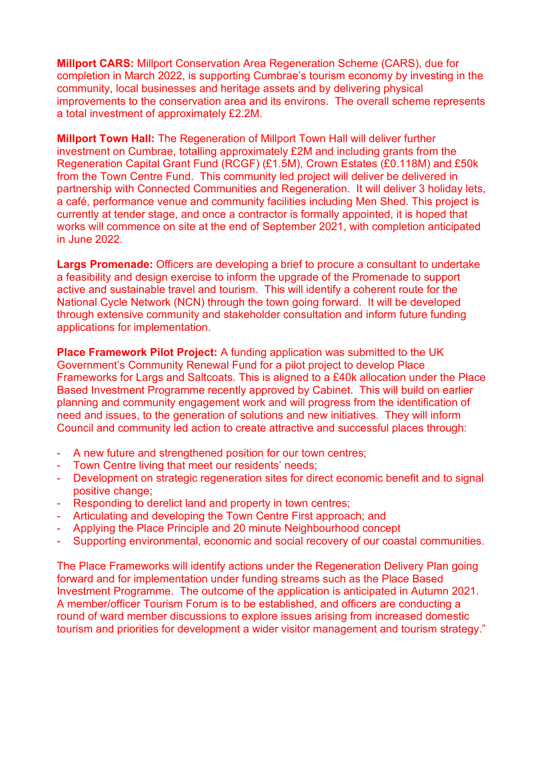**Millport CARS:** Millport Conservation Area Regeneration Scheme (CARS), due for completion in March 2022, is supporting Cumbrae's tourism economy by investing in the community, local businesses and heritage assets and by delivering physical improvements to the conservation area and its environs. The overall scheme represents a total investment of approximately £2.2M.

**Millport Town Hall:** The Regeneration of Millport Town Hall will deliver further investment on Cumbrae, totalling approximately £2M and including grants from the Regeneration Capital Grant Fund (RCGF) (£1.5M), Crown Estates (£0.118M) and £50k from the Town Centre Fund. This community led project will deliver be delivered in partnership with Connected Communities and Regeneration. It will deliver 3 holiday lets, a café, performance venue and community facilities including Men Shed. This project is currently at tender stage, and once a contractor is formally appointed, it is hoped that works will commence on site at the end of September 2021, with completion anticipated in June 2022.

**Largs Promenade:** Officers are developing a brief to procure a consultant to undertake a feasibility and design exercise to inform the upgrade of the Promenade to support active and sustainable travel and tourism. This will identify a coherent route for the National Cycle Network (NCN) through the town going forward. It will be developed through extensive community and stakeholder consultation and inform future funding applications for implementation.

**Place Framework Pilot Project:** A funding application was submitted to the UK Government's Community Renewal Fund for a pilot project to develop Place Frameworks for Largs and Saltcoats. This is aligned to a £40k allocation under the Place Based Investment Programme recently approved by Cabinet. This will build on earlier planning and community engagement work and will progress from the identification of need and issues, to the generation of solutions and new initiatives. They will inform Council and community led action to create attractive and successful places through:

- A new future and strengthened position for our town centres;
- Town Centre living that meet our residents' needs;
- Development on strategic regeneration sites for direct economic benefit and to signal positive change;
- Responding to derelict land and property in town centres;
- Articulating and developing the Town Centre First approach; and
- Applying the Place Principle and 20 minute Neighbourhood concept
- Supporting environmental, economic and social recovery of our coastal communities.

The Place Frameworks will identify actions under the Regeneration Delivery Plan going forward and for implementation under funding streams such as the Place Based Investment Programme. The outcome of the application is anticipated in Autumn 2021. A member/officer Tourism Forum is to be established, and officers are conducting a round of ward member discussions to explore issues arising from increased domestic tourism and priorities for development a wider visitor management and tourism strategy."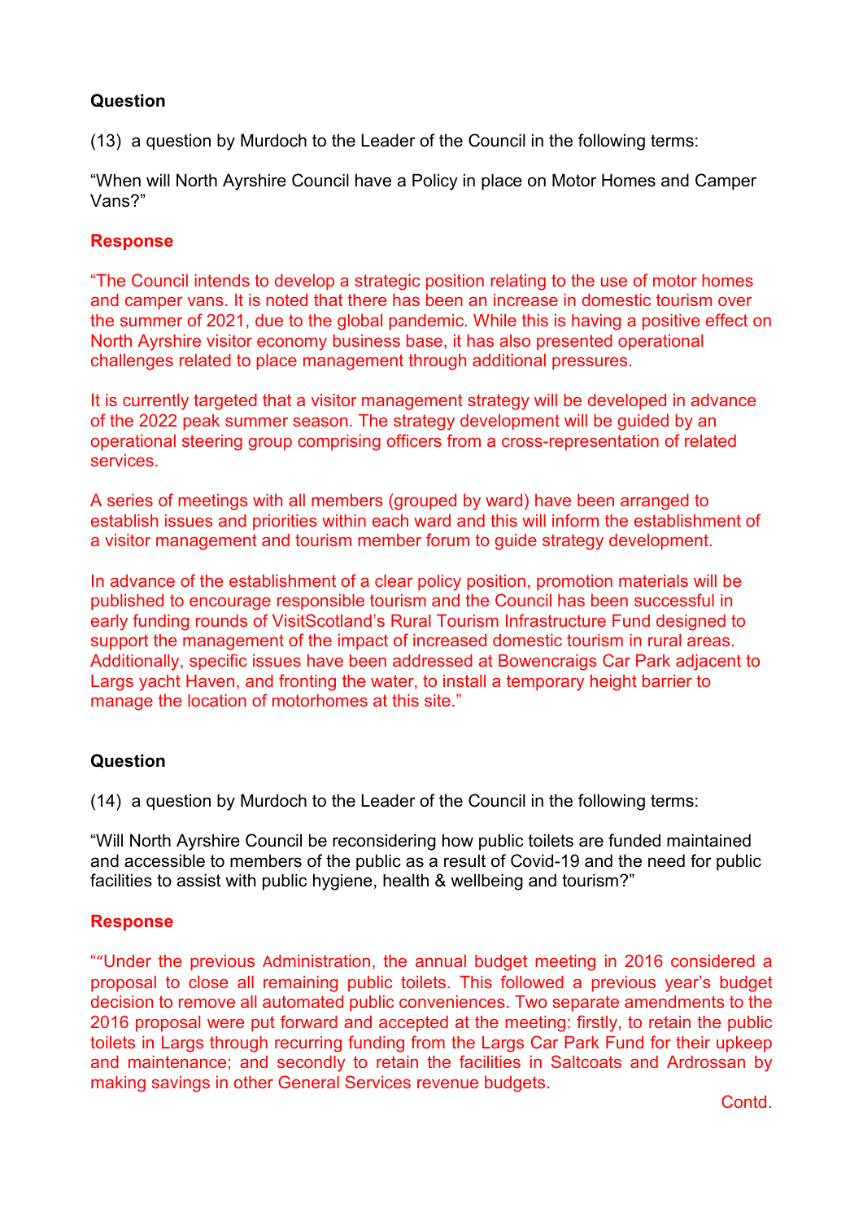**Question**

(13) a question by Murdoch to the Leader of the Council in the following terms:

"When will North Ayrshire Council have a Policy in place on Motor Homes and Camper Vans?"

**Response**

"The Council intends to develop a strategic position relating to the use of motor homes and camper vans. It is noted that there has been an increase in domestic tourism over the summer of 2021, due to the global pandemic. While this is having a positive effect on North Ayrshire visitor economy business base, it has also presented operational challenges related to place management through additional pressures.

It is currently targeted that a visitor management strategy will be developed in advance of the 2022 peak summer season. The strategy development will be guided by an operational steering group comprising officers from a cross-representation of related services.

A series of meetings with all members (grouped by ward) have been arranged to establish issues and priorities within each ward and this will inform the establishment of a visitor management and tourism member forum to guide strategy development.

In advance of the establishment of a clear policy position, promotion materials will be published to encourage responsible tourism and the Council has been successful in early funding rounds of VisitScotland's Rural Tourism Infrastructure Fund designed to support the management of the impact of increased domestic tourism in rural areas. Additionally, specific issues have been addressed at Bowencraigs Car Park adjacent to Largs yacht Haven, and fronting the water, to install a temporary height barrier to manage the location of motorhomes at this site."

**Question**

(14) a question by Murdoch to the Leader of the Council in the following terms:

"Will North Ayrshire Council be reconsidering how public toilets are funded maintained and accessible to members of the public as a result of Covid-19 and the need for public facilities to assist with public hygiene, health & wellbeing and tourism?"

**Response**

""Under the previous Administration, the annual budget meeting in 2016 considered a proposal to close all remaining public toilets. This followed a previous year's budget decision to remove all automated public conveniences. Two separate amendments to the 2016 proposal were put forward and accepted at the meeting: firstly, to retain the public toilets in Largs through recurring funding from the Largs Car Park Fund for their upkeep and maintenance; and secondly to retain the facilities in Saltcoats and Ardrossan by making savings in other General Services revenue budgets.

Contd.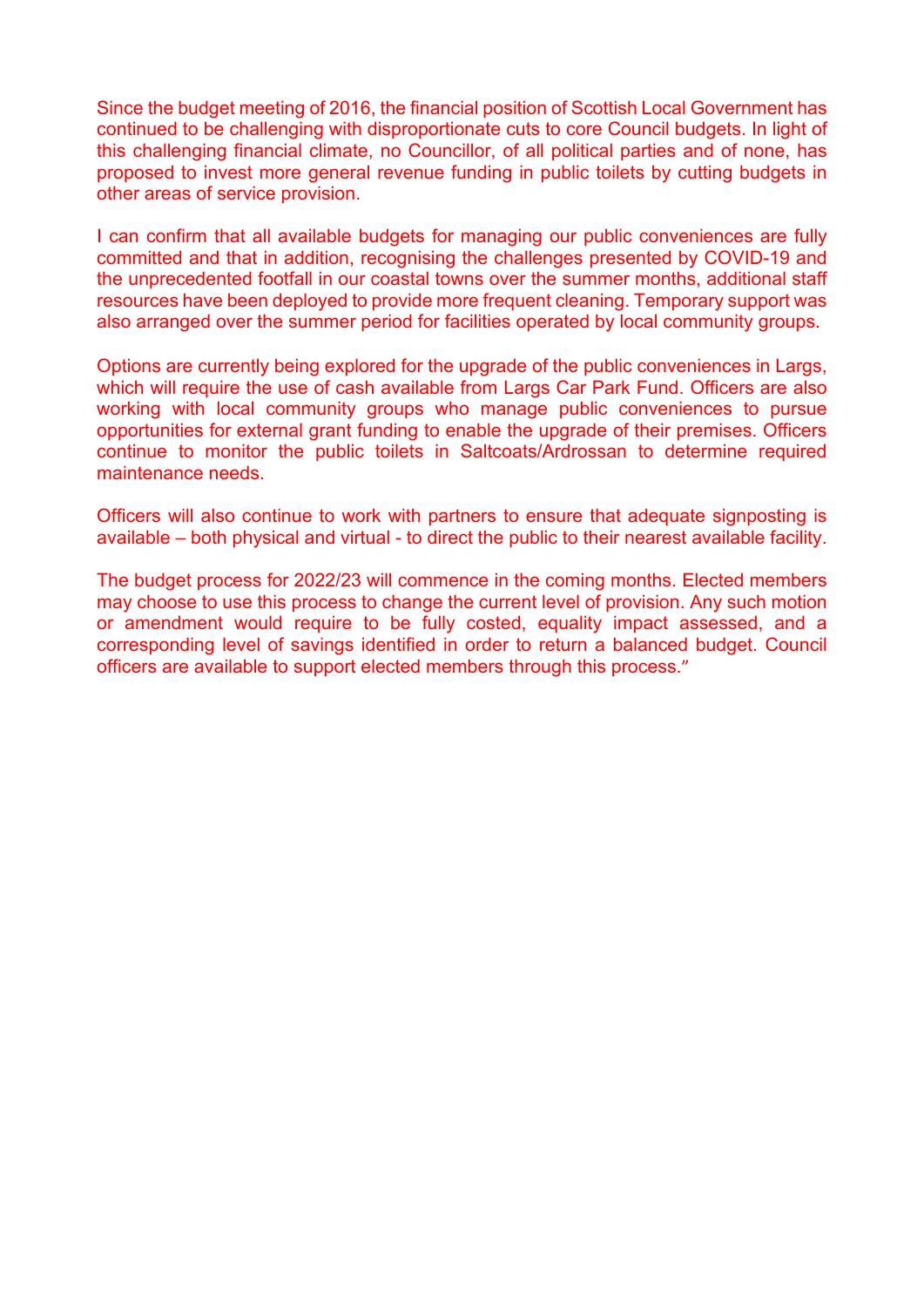Since the budget meeting of 2016, the financial position of Scottish Local Government has continued to be challenging with disproportionate cuts to core Council budgets. In light of this challenging financial climate, no Councillor, of all political parties and of none, has proposed to invest more general revenue funding in public toilets by cutting budgets in other areas of service provision.

I can confirm that all available budgets for managing our public conveniences are fully committed and that in addition, recognising the challenges presented by COVID-19 and the unprecedented footfall in our coastal towns over the summer months, additional staff resources have been deployed to provide more frequent cleaning. Temporary support was also arranged over the summer period for facilities operated by local community groups.

Options are currently being explored for the upgrade of the public conveniences in Largs, which will require the use of cash available from Largs Car Park Fund. Officers are also working with local community groups who manage public conveniences to pursue opportunities for external grant funding to enable the upgrade of their premises. Officers continue to monitor the public toilets in Saltcoats/Ardrossan to determine required maintenance needs.

Officers will also continue to work with partners to ensure that adequate signposting is available – both physical and virtual - to direct the public to their nearest available facility.

The budget process for 2022/23 will commence in the coming months. Elected members may choose to use this process to change the current level of provision. Any such motion or amendment would require to be fully costed, equality impact assessed, and a corresponding level of savings identified in order to return a balanced budget. Council officers are available to support elected members through this process."